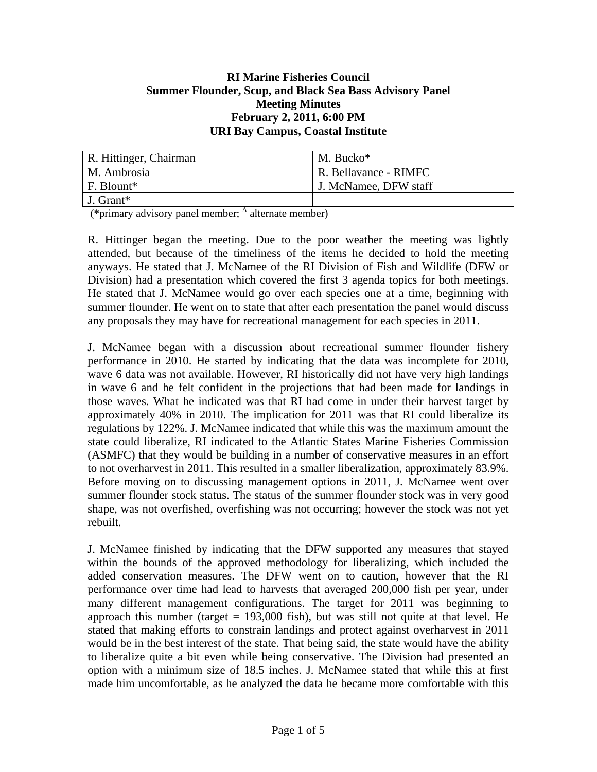**RI Marine Fisheries Council**
**Summer Flounder, Scup, and Black Sea Bass Advisory Panel**
**Meeting Minutes**
**February 2, 2011, 6:00 PM**
**URI Bay Campus, Coastal Institute**

| | |
|---|---|
| R. Hittinger, Chairman | M. Bucko* |
| M. Ambrosia | R. Bellavance - RIMFC |
| F. Blount* | J. McNamee, DFW staff |
| J. Grant* | |

(*primary advisory panel member; [A] alternate member)

R. Hittinger began the meeting. Due to the poor weather the meeting was lightly attended, but because of the timeliness of the items he decided to hold the meeting anyways. He stated that J. McNamee of the RI Division of Fish and Wildlife (DFW or Division) had a presentation which covered the first 3 agenda topics for both meetings. He stated that J. McNamee would go over each species one at a time, beginning with summer flounder. He went on to state that after each presentation the panel would discuss any proposals they may have for recreational management for each species in 2011.

J. McNamee began with a discussion about recreational summer flounder fishery performance in 2010. He started by indicating that the data was incomplete for 2010, wave 6 data was not available. However, RI historically did not have very high landings in wave 6 and he felt confident in the projections that had been made for landings in those waves. What he indicated was that RI had come in under their harvest target by approximately 40% in 2010. The implication for 2011 was that RI could liberalize its regulations by 122%. J. McNamee indicated that while this was the maximum amount the state could liberalize, RI indicated to the Atlantic States Marine Fisheries Commission (ASMFC) that they would be building in a number of conservative measures in an effort to not overharvest in 2011. This resulted in a smaller liberalization, approximately 83.9%. Before moving on to discussing management options in 2011, J. McNamee went over summer flounder stock status. The status of the summer flounder stock was in very good shape, was not overfished, overfishing was not occurring; however the stock was not yet rebuilt.

J. McNamee finished by indicating that the DFW supported any measures that stayed within the bounds of the approved methodology for liberalizing, which included the added conservation measures. The DFW went on to caution, however that the RI performance over time had lead to harvests that averaged 200,000 fish per year, under many different management configurations. The target for 2011 was beginning to approach this number (target = 193,000 fish), but was still not quite at that level. He stated that making efforts to constrain landings and protect against overharvest in 2011 would be in the best interest of the state. That being said, the state would have the ability to liberalize quite a bit even while being conservative. The Division had presented an option with a minimum size of 18.5 inches. J. McNamee stated that while this at first made him uncomfortable, as he analyzed the data he became more comfortable with this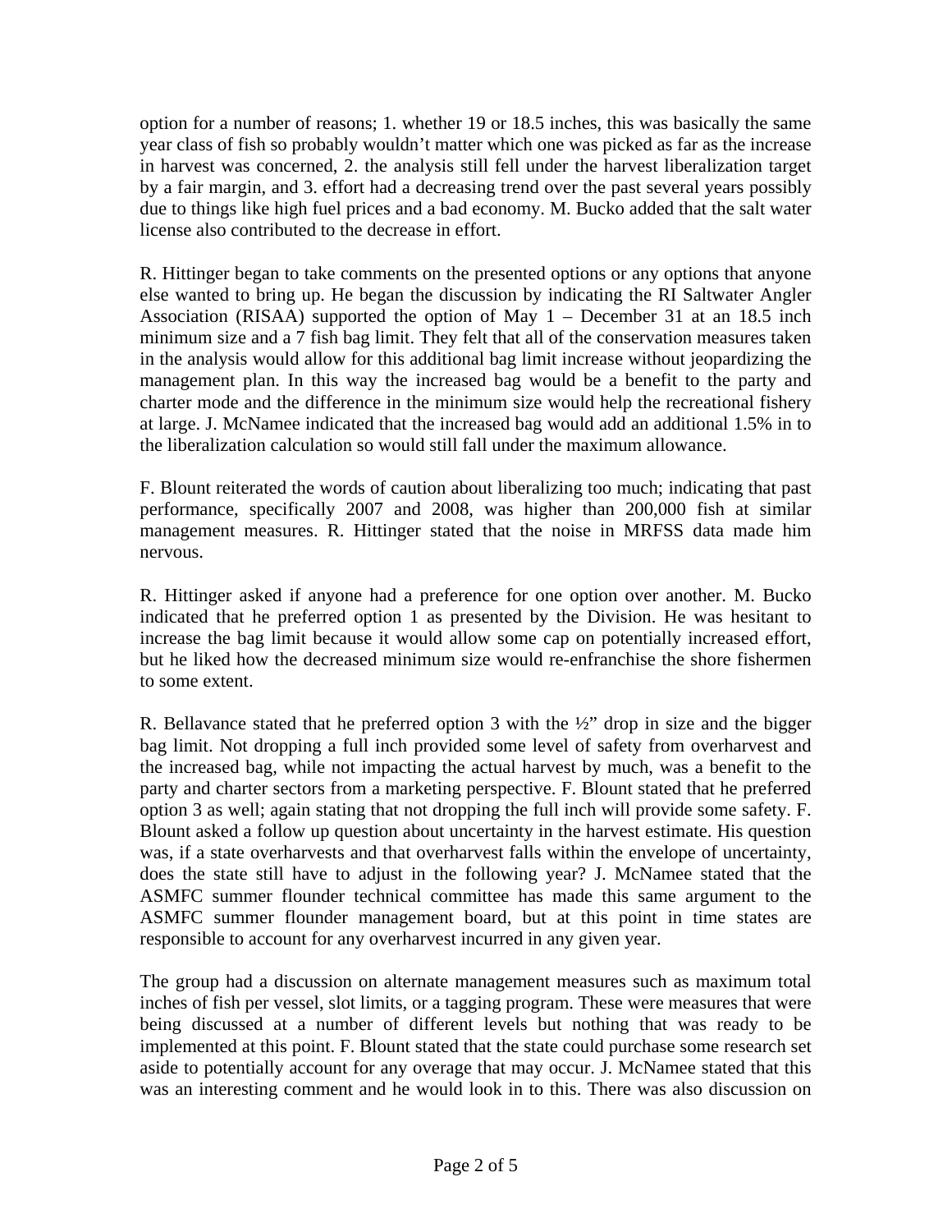option for a number of reasons; 1. whether 19 or 18.5 inches, this was basically the same year class of fish so probably wouldn't matter which one was picked as far as the increase in harvest was concerned, 2. the analysis still fell under the harvest liberalization target by a fair margin, and 3. effort had a decreasing trend over the past several years possibly due to things like high fuel prices and a bad economy. M. Bucko added that the salt water license also contributed to the decrease in effort.

R. Hittinger began to take comments on the presented options or any options that anyone else wanted to bring up. He began the discussion by indicating the RI Saltwater Angler Association (RISAA) supported the option of May 1 – December 31 at an 18.5 inch minimum size and a 7 fish bag limit. They felt that all of the conservation measures taken in the analysis would allow for this additional bag limit increase without jeopardizing the management plan. In this way the increased bag would be a benefit to the party and charter mode and the difference in the minimum size would help the recreational fishery at large. J. McNamee indicated that the increased bag would add an additional 1.5% in to the liberalization calculation so would still fall under the maximum allowance.

F. Blount reiterated the words of caution about liberalizing too much; indicating that past performance, specifically 2007 and 2008, was higher than 200,000 fish at similar management measures. R. Hittinger stated that the noise in MRFSS data made him nervous.

R. Hittinger asked if anyone had a preference for one option over another. M. Bucko indicated that he preferred option 1 as presented by the Division. He was hesitant to increase the bag limit because it would allow some cap on potentially increased effort, but he liked how the decreased minimum size would re-enfranchise the shore fishermen to some extent.

R. Bellavance stated that he preferred option 3 with the ½" drop in size and the bigger bag limit. Not dropping a full inch provided some level of safety from overharvest and the increased bag, while not impacting the actual harvest by much, was a benefit to the party and charter sectors from a marketing perspective. F. Blount stated that he preferred option 3 as well; again stating that not dropping the full inch will provide some safety. F. Blount asked a follow up question about uncertainty in the harvest estimate. His question was, if a state overharvests and that overharvest falls within the envelope of uncertainty, does the state still have to adjust in the following year? J. McNamee stated that the ASMFC summer flounder technical committee has made this same argument to the ASMFC summer flounder management board, but at this point in time states are responsible to account for any overharvest incurred in any given year.

The group had a discussion on alternate management measures such as maximum total inches of fish per vessel, slot limits, or a tagging program. These were measures that were being discussed at a number of different levels but nothing that was ready to be implemented at this point. F. Blount stated that the state could purchase some research set aside to potentially account for any overage that may occur. J. McNamee stated that this was an interesting comment and he would look in to this. There was also discussion on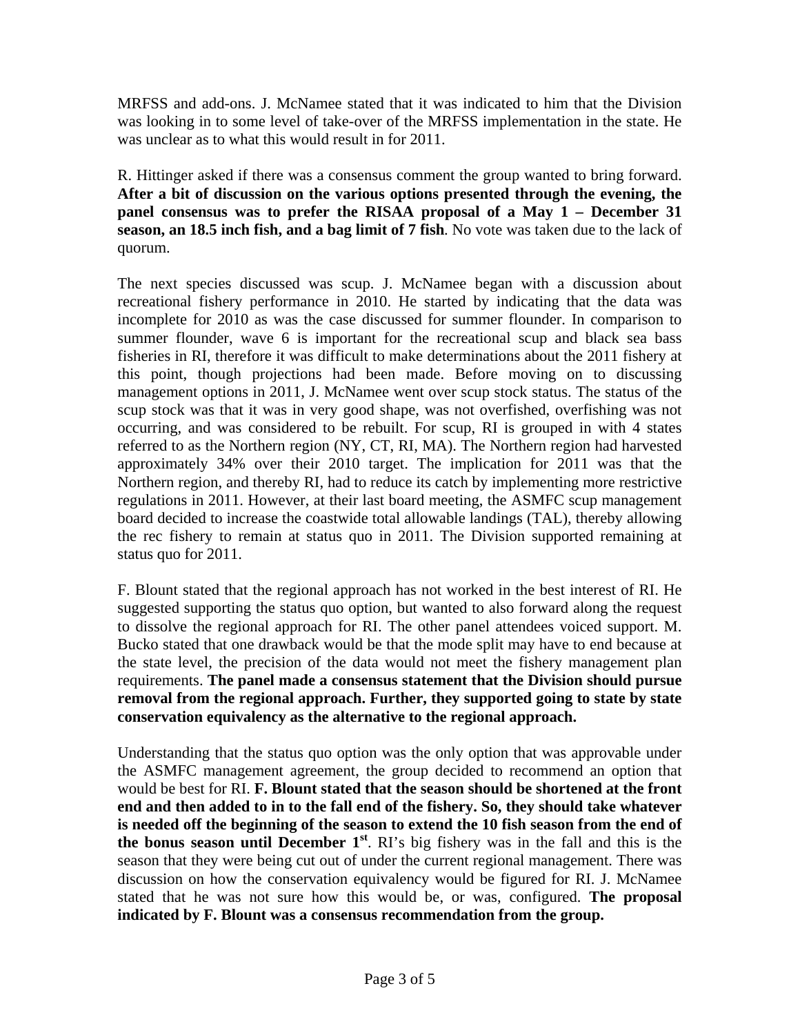MRFSS and add-ons. J. McNamee stated that it was indicated to him that the Division was looking in to some level of take-over of the MRFSS implementation in the state. He was unclear as to what this would result in for 2011.

R. Hittinger asked if there was a consensus comment the group wanted to bring forward. **After a bit of discussion on the various options presented through the evening, the panel consensus was to prefer the RISAA proposal of a May 1 – December 31 season, an 18.5 inch fish, and a bag limit of 7 fish**. No vote was taken due to the lack of quorum.

The next species discussed was scup. J. McNamee began with a discussion about recreational fishery performance in 2010. He started by indicating that the data was incomplete for 2010 as was the case discussed for summer flounder. In comparison to summer flounder, wave 6 is important for the recreational scup and black sea bass fisheries in RI, therefore it was difficult to make determinations about the 2011 fishery at this point, though projections had been made. Before moving on to discussing management options in 2011, J. McNamee went over scup stock status. The status of the scup stock was that it was in very good shape, was not overfished, overfishing was not occurring, and was considered to be rebuilt. For scup, RI is grouped in with 4 states referred to as the Northern region (NY, CT, RI, MA). The Northern region had harvested approximately 34% over their 2010 target. The implication for 2011 was that the Northern region, and thereby RI, had to reduce its catch by implementing more restrictive regulations in 2011. However, at their last board meeting, the ASMFC scup management board decided to increase the coastwide total allowable landings (TAL), thereby allowing the rec fishery to remain at status quo in 2011. The Division supported remaining at status quo for 2011.

F. Blount stated that the regional approach has not worked in the best interest of RI. He suggested supporting the status quo option, but wanted to also forward along the request to dissolve the regional approach for RI. The other panel attendees voiced support. M. Bucko stated that one drawback would be that the mode split may have to end because at the state level, the precision of the data would not meet the fishery management plan requirements. **The panel made a consensus statement that the Division should pursue removal from the regional approach. Further, they supported going to state by state conservation equivalency as the alternative to the regional approach.**

Understanding that the status quo option was the only option that was approvable under the ASMFC management agreement, the group decided to recommend an option that would be best for RI. **F. Blount stated that the season should be shortened at the front end and then added to in to the fall end of the fishery. So, they should take whatever is needed off the beginning of the season to extend the 10 fish season from the end of the bonus season until December 1st**. RI's big fishery was in the fall and this is the season that they were being cut out of under the current regional management. There was discussion on how the conservation equivalency would be figured for RI. J. McNamee stated that he was not sure how this would be, or was, configured. **The proposal indicated by F. Blount was a consensus recommendation from the group.**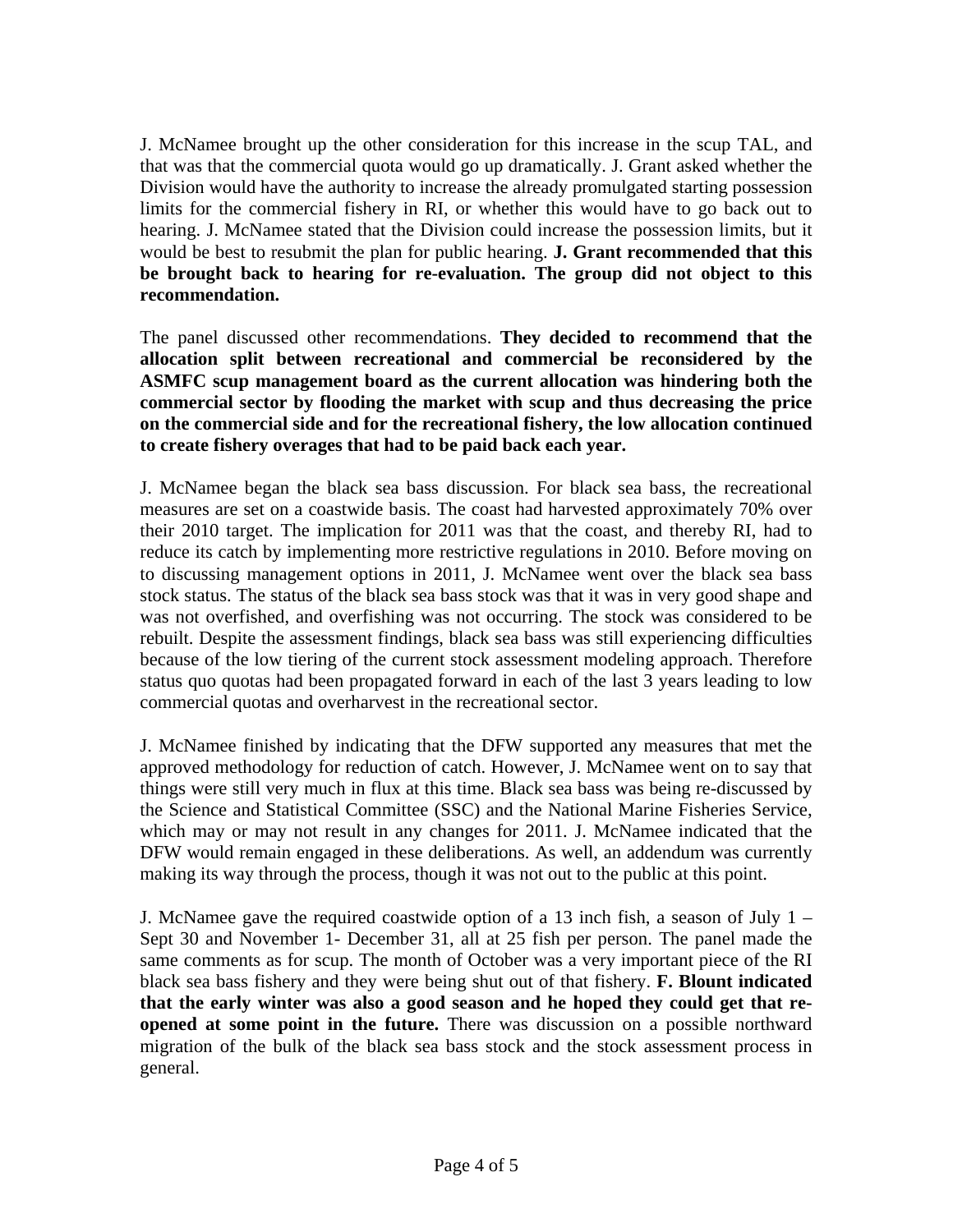J. McNamee brought up the other consideration for this increase in the scup TAL, and that was that the commercial quota would go up dramatically. J. Grant asked whether the Division would have the authority to increase the already promulgated starting possession limits for the commercial fishery in RI, or whether this would have to go back out to hearing. J. McNamee stated that the Division could increase the possession limits, but it would be best to resubmit the plan for public hearing. **J. Grant recommended that this be brought back to hearing for re-evaluation. The group did not object to this recommendation.**

The panel discussed other recommendations. **They decided to recommend that the allocation split between recreational and commercial be reconsidered by the ASMFC scup management board as the current allocation was hindering both the commercial sector by flooding the market with scup and thus decreasing the price on the commercial side and for the recreational fishery, the low allocation continued to create fishery overages that had to be paid back each year.**

J. McNamee began the black sea bass discussion. For black sea bass, the recreational measures are set on a coastwide basis. The coast had harvested approximately 70% over their 2010 target. The implication for 2011 was that the coast, and thereby RI, had to reduce its catch by implementing more restrictive regulations in 2010. Before moving on to discussing management options in 2011, J. McNamee went over the black sea bass stock status. The status of the black sea bass stock was that it was in very good shape and was not overfished, and overfishing was not occurring. The stock was considered to be rebuilt. Despite the assessment findings, black sea bass was still experiencing difficulties because of the low tiering of the current stock assessment modeling approach. Therefore status quo quotas had been propagated forward in each of the last 3 years leading to low commercial quotas and overharvest in the recreational sector.

J. McNamee finished by indicating that the DFW supported any measures that met the approved methodology for reduction of catch. However, J. McNamee went on to say that things were still very much in flux at this time. Black sea bass was being re-discussed by the Science and Statistical Committee (SSC) and the National Marine Fisheries Service, which may or may not result in any changes for 2011. J. McNamee indicated that the DFW would remain engaged in these deliberations. As well, an addendum was currently making its way through the process, though it was not out to the public at this point.

J. McNamee gave the required coastwide option of a 13 inch fish, a season of July 1 – Sept 30 and November 1- December 31, all at 25 fish per person. The panel made the same comments as for scup. The month of October was a very important piece of the RI black sea bass fishery and they were being shut out of that fishery. **F. Blount indicated that the early winter was also a good season and he hoped they could get that re-opened at some point in the future.** There was discussion on a possible northward migration of the bulk of the black sea bass stock and the stock assessment process in general.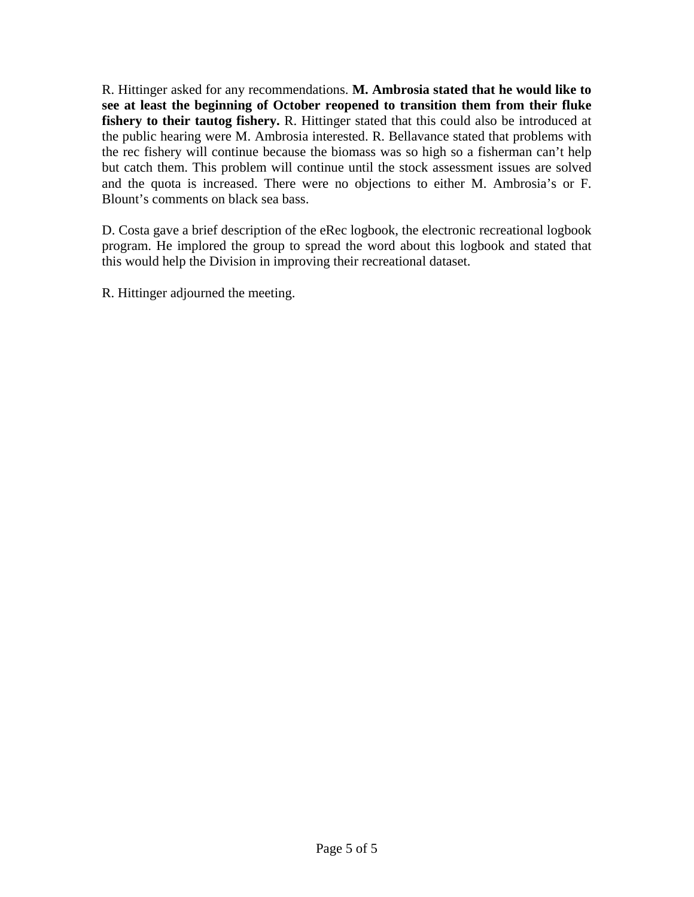R. Hittinger asked for any recommendations. **M. Ambrosia stated that he would like to see at least the beginning of October reopened to transition them from their fluke fishery to their tautog fishery.** R. Hittinger stated that this could also be introduced at the public hearing were M. Ambrosia interested. R. Bellavance stated that problems with the rec fishery will continue because the biomass was so high so a fisherman can't help but catch them. This problem will continue until the stock assessment issues are solved and the quota is increased. There were no objections to either M. Ambrosia's or F. Blount's comments on black sea bass.

D. Costa gave a brief description of the eRec logbook, the electronic recreational logbook program. He implored the group to spread the word about this logbook and stated that this would help the Division in improving their recreational dataset.

R. Hittinger adjourned the meeting.